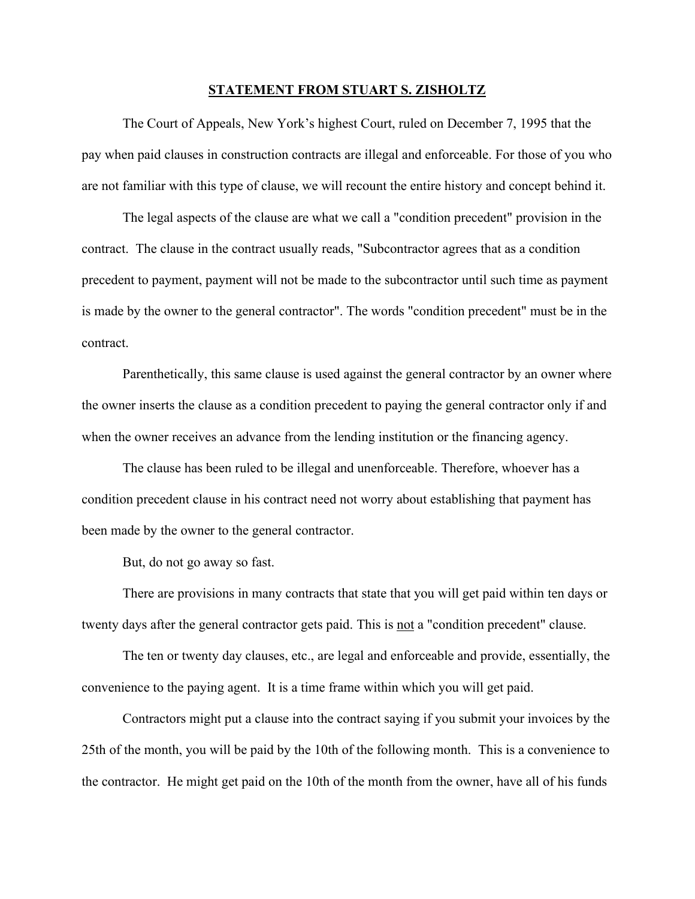**STATEMENT FROM STUART S. ZISHOLTZ**

The Court of Appeals, New York's highest Court, ruled on December 7, 1995 that the pay when paid clauses in construction contracts are illegal and enforceable. For those of you who are not familiar with this type of clause, we will recount the entire history and concept behind it.

The legal aspects of the clause are what we call a "condition precedent" provision in the contract. The clause in the contract usually reads, "Subcontractor agrees that as a condition precedent to payment, payment will not be made to the subcontractor until such time as payment is made by the owner to the general contractor". The words "condition precedent" must be in the contract.

Parenthetically, this same clause is used against the general contractor by an owner where the owner inserts the clause as a condition precedent to paying the general contractor only if and when the owner receives an advance from the lending institution or the financing agency.

The clause has been ruled to be illegal and unenforceable. Therefore, whoever has a condition precedent clause in his contract need not worry about establishing that payment has been made by the owner to the general contractor.

But, do not go away so fast.

There are provisions in many contracts that state that you will get paid within ten days or twenty days after the general contractor gets paid. This is <u>not</u> a "condition precedent" clause.

The ten or twenty day clauses, etc., are legal and enforceable and provide, essentially, the convenience to the paying agent. It is a time frame within which you will get paid.

Contractors might put a clause into the contract saying if you submit your invoices by the 25th of the month, you will be paid by the 10th of the following month. This is a convenience to the contractor. He might get paid on the 10th of the month from the owner, have all of his funds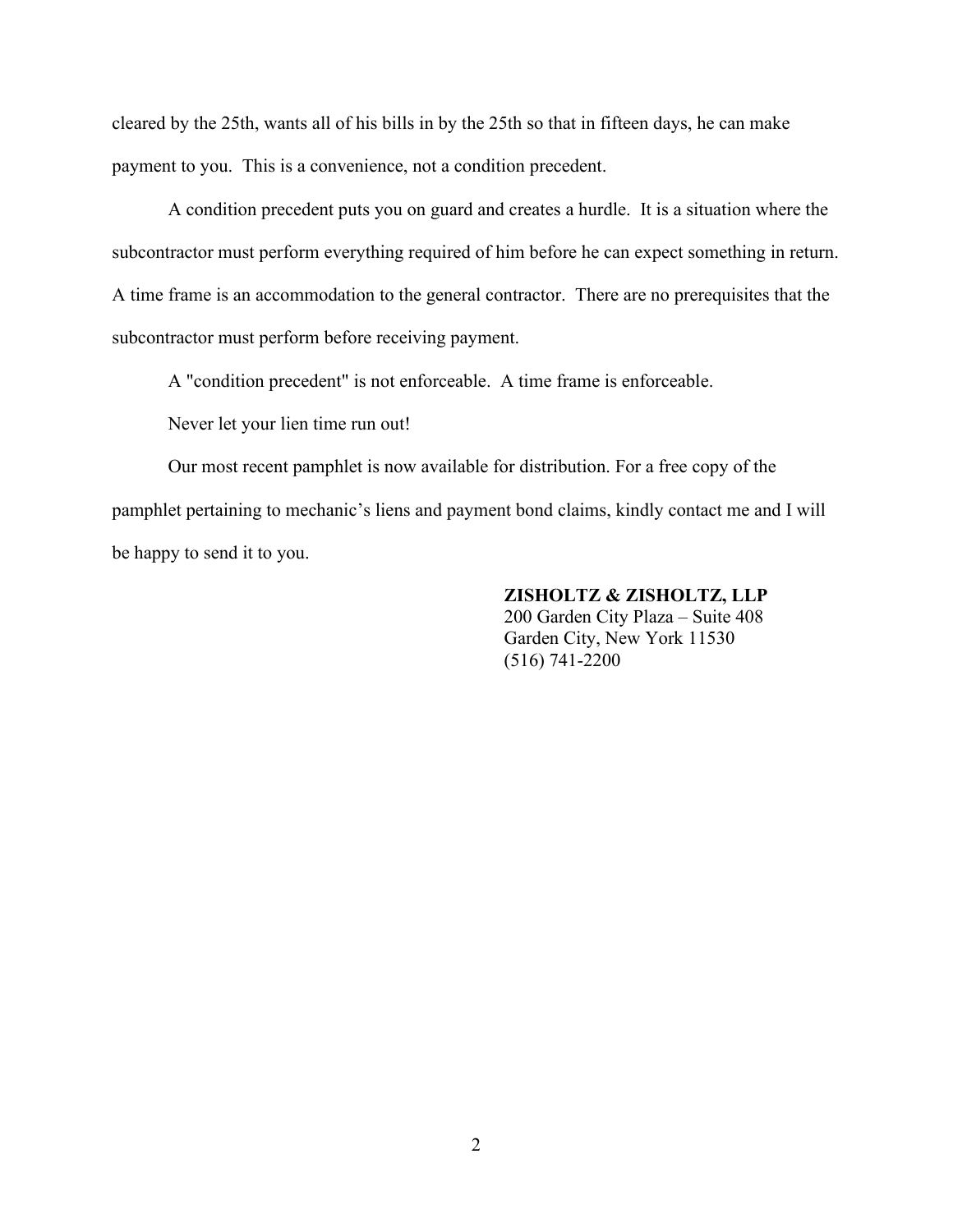cleared by the 25th, wants all of his bills in by the 25th so that in fifteen days, he can make payment to you. This is a convenience, not a condition precedent.

A condition precedent puts you on guard and creates a hurdle. It is a situation where the subcontractor must perform everything required of him before he can expect something in return. A time frame is an accommodation to the general contractor. There are no prerequisites that the subcontractor must perform before receiving payment.

A "condition precedent" is not enforceable. A time frame is enforceable.

Never let your lien time run out!

Our most recent pamphlet is now available for distribution. For a free copy of the pamphlet pertaining to mechanic's liens and payment bond claims, kindly contact me and I will be happy to send it to you.

**ZISHOLTZ & ZISHOLTZ, LLP**
200 Garden City Plaza – Suite 408
Garden City, New York 11530
(516) 741-2200